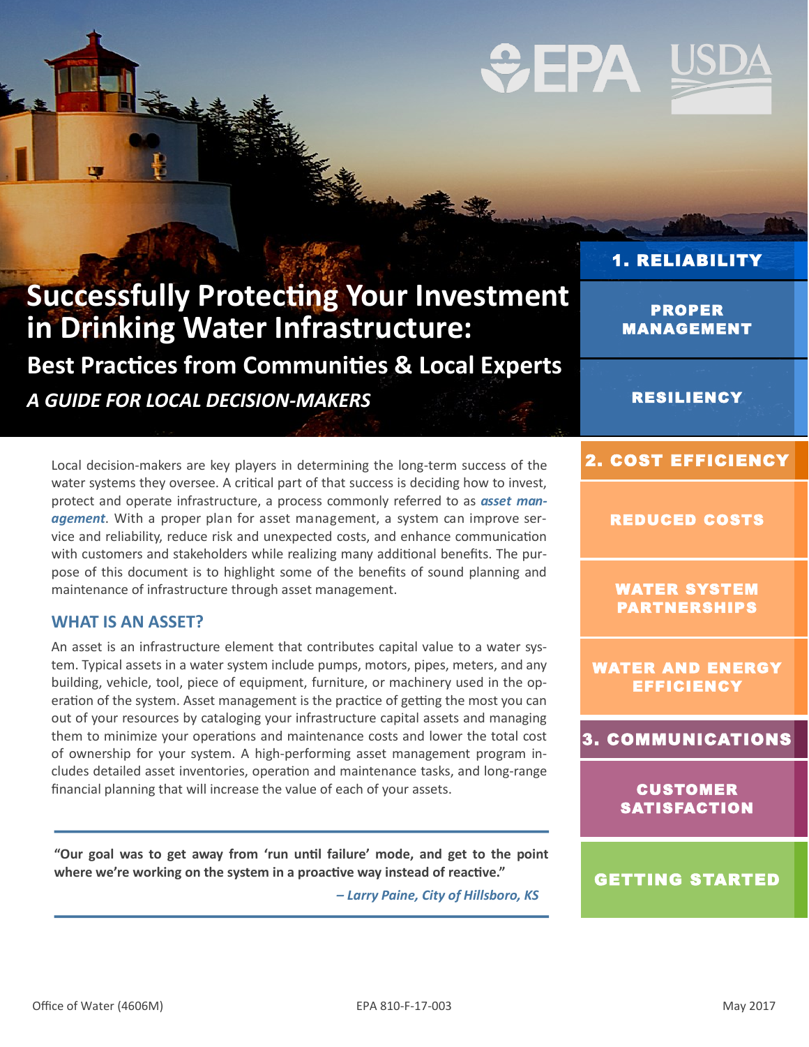# Successfully Protecting Your Investment in Drinking Water Infrastructure:

## Best Practices from Communities & Local Experts

***A GUIDE FOR LOCAL DECISION-MAKERS***

Local decision-makers are key players in determining the long-term success of the water systems they oversee. A critical part of that success is deciding how to invest, protect and operate infrastructure, a process commonly referred to as ***asset management***. With a proper plan for asset management, a system can improve service and reliability, reduce risk and unexpected costs, and enhance communication with customers and stakeholders while realizing many additional benefits. The purpose of this document is to highlight some of the benefits of sound planning and maintenance of infrastructure through asset management.

### WHAT IS AN ASSET?

An asset is an infrastructure element that contributes capital value to a water system. Typical assets in a water system include pumps, motors, pipes, meters, and any building, vehicle, tool, piece of equipment, furniture, or machinery used in the operation of the system. Asset management is the practice of getting the most you can out of your resources by cataloging your infrastructure capital assets and managing them to minimize your operations and maintenance costs and lower the total cost of ownership for your system. A high-performing asset management program includes detailed asset inventories, operation and maintenance tasks, and long-range financial planning that will increase the value of each of your assets.

---

**"Our goal was to get away from 'run until failure' mode, and get to the point where we're working on the system in a proactive way instead of reactive."**

***– Larry Paine, City of Hillsboro, KS***

---

**1. RELIABILITY**
- PROPER MANAGEMENT
- RESILIENCY

**2. COST EFFICIENCY**
- REDUCED COSTS
- WATER SYSTEM PARTNERSHIPS
- WATER AND ENERGY EFFICIENCY

**3. COMMUNICATIONS**
- CUSTOMER SATISFACTION

**GETTING STARTED**

Office of Water (4606M) EPA 810-F-17-003 May 2017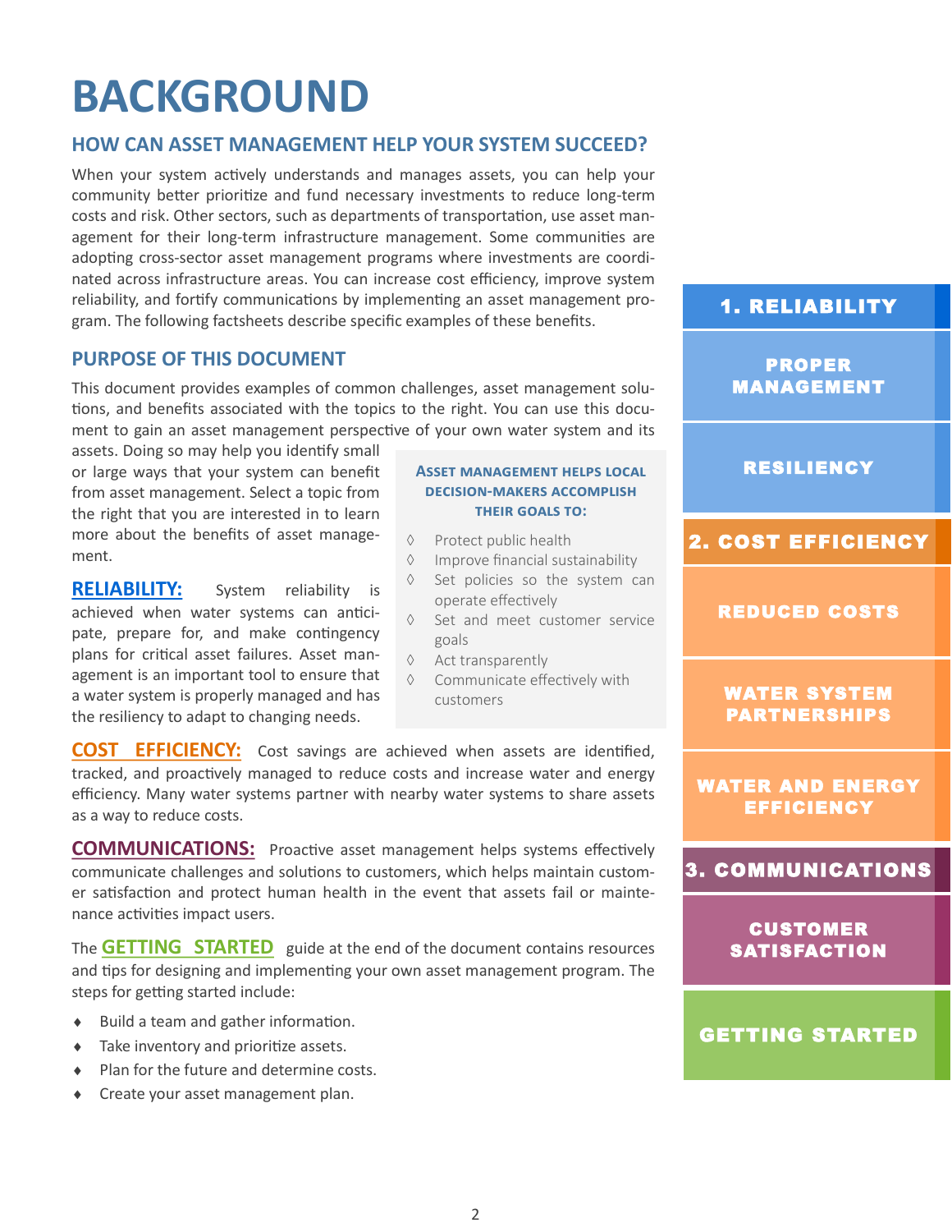# BACKGROUND

## HOW CAN ASSET MANAGEMENT HELP YOUR SYSTEM SUCCEED?

When your system actively understands and manages assets, you can help your community better prioritize and fund necessary investments to reduce long-term costs and risk. Other sectors, such as departments of transportation, use asset management for their long-term infrastructure management. Some communities are adopting cross-sector asset management programs where investments are coordinated across infrastructure areas. You can increase cost efficiency, improve system reliability, and fortify communications by implementing an asset management program. The following factsheets describe specific examples of these benefits.

## PURPOSE OF THIS DOCUMENT

This document provides examples of common challenges, asset management solutions, and benefits associated with the topics to the right. You can use this document to gain an asset management perspective of your own water system and its assets. Doing so may help you identify small or large ways that your system can benefit from asset management. Select a topic from the right that you are interested in to learn more about the benefits of asset management.

**ASSET MANAGEMENT HELPS LOCAL DECISION-MAKERS ACCOMPLISH THEIR GOALS TO:**

- Protect public health
- Improve financial sustainability
- Set policies so the system can operate effectively
- Set and meet customer service goals
- Act transparently
- Communicate effectively with customers

**RELIABILITY:** System reliability is achieved when water systems can anticipate, prepare for, and make contingency plans for critical asset failures. Asset management is an important tool to ensure that a water system is properly managed and has the resiliency to adapt to changing needs.

**COST EFFICIENCY:** Cost savings are achieved when assets are identified, tracked, and proactively managed to reduce costs and increase water and energy efficiency. Many water systems partner with nearby water systems to share assets as a way to reduce costs.

**COMMUNICATIONS:** Proactive asset management helps systems effectively communicate challenges and solutions to customers, which helps maintain customer satisfaction and protect human health in the event that assets fail or maintenance activities impact users.

The **GETTING STARTED** guide at the end of the document contains resources and tips for designing and implementing your own asset management program. The steps for getting started include:

- Build a team and gather information.
- Take inventory and prioritize assets.
- Plan for the future and determine costs.
- Create your asset management plan.

**1. RELIABILITY**
- PROPER MANAGEMENT
- RESILIENCY

**2. COST EFFICIENCY**
- REDUCED COSTS
- WATER SYSTEM PARTNERSHIPS
- WATER AND ENERGY EFFICIENCY

**3. COMMUNICATIONS**
- CUSTOMER SATISFACTION

**GETTING STARTED**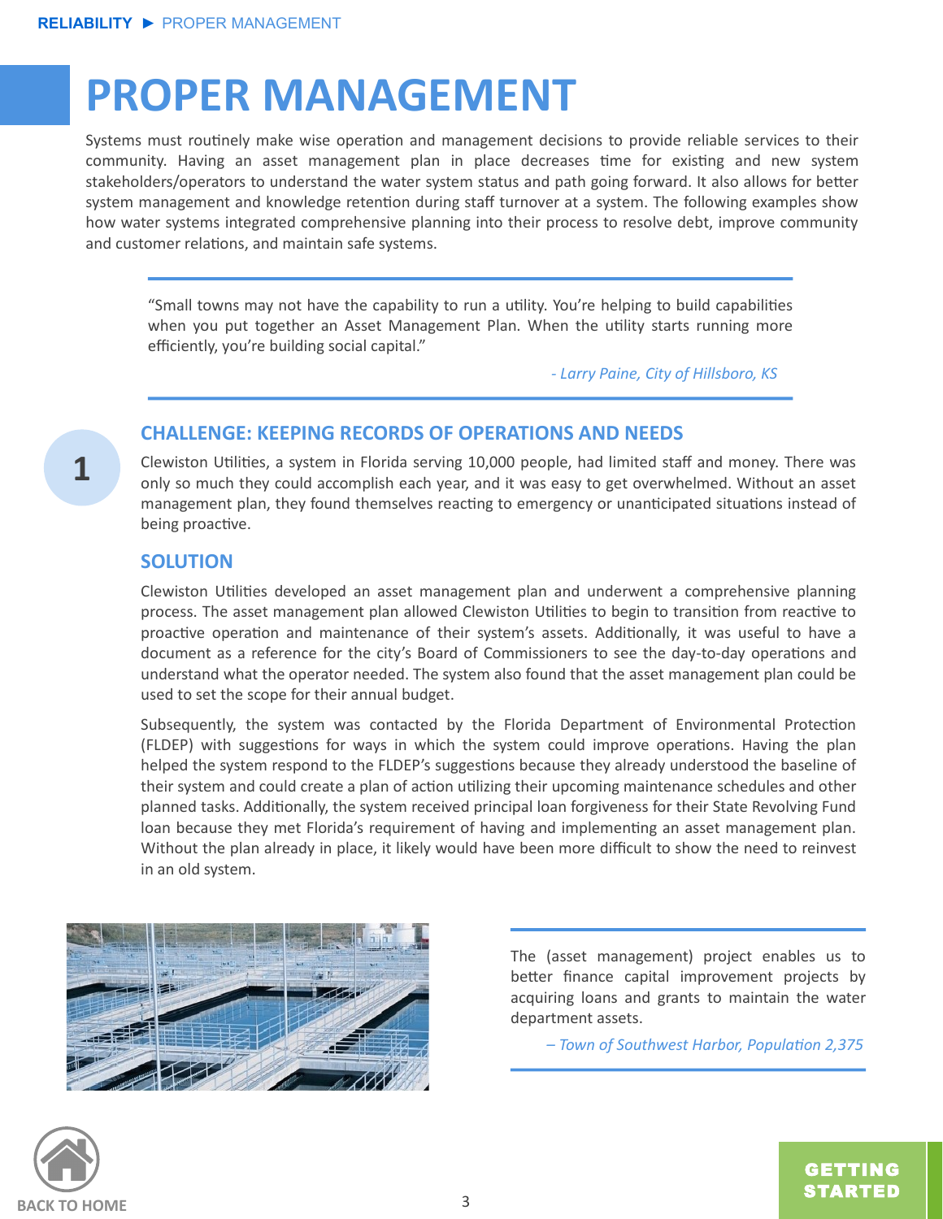# PROPER MANAGEMENT

Systems must routinely make wise operation and management decisions to provide reliable services to their community. Having an asset management plan in place decreases time for existing and new system stakeholders/operators to understand the water system status and path going forward. It also allows for better system management and knowledge retention during staff turnover at a system. The following examples show how water systems integrated comprehensive planning into their process to resolve debt, improve community and customer relations, and maintain safe systems.

> "Small towns may not have the capability to run a utility. You're helping to build capabilities when you put together an Asset Management Plan. When the utility starts running more efficiently, you're building social capital."
>
> *- Larry Paine, City of Hillsboro, KS*

1

## CHALLENGE: KEEPING RECORDS OF OPERATIONS AND NEEDS

Clewiston Utilities, a system in Florida serving 10,000 people, had limited staff and money. There was only so much they could accomplish each year, and it was easy to get overwhelmed. Without an asset management plan, they found themselves reacting to emergency or unanticipated situations instead of being proactive.

## SOLUTION

Clewiston Utilities developed an asset management plan and underwent a comprehensive planning process. The asset management plan allowed Clewiston Utilities to begin to transition from reactive to proactive operation and maintenance of their system's assets. Additionally, it was useful to have a document as a reference for the city's Board of Commissioners to see the day-to-day operations and understand what the operator needed. The system also found that the asset management plan could be used to set the scope for their annual budget.

Subsequently, the system was contacted by the Florida Department of Environmental Protection (FLDEP) with suggestions for ways in which the system could improve operations. Having the plan helped the system respond to the FLDEP's suggestions because they already understood the baseline of their system and could create a plan of action utilizing their upcoming maintenance schedules and other planned tasks. Additionally, the system received principal loan forgiveness for their State Revolving Fund loan because they met Florida's requirement of having and implementing an asset management plan. Without the plan already in place, it likely would have been more difficult to show the need to reinvest in an old system.

> The (asset management) project enables us to better finance capital improvement projects by acquiring loans and grants to maintain the water department assets.
>
> *– Town of Southwest Harbor, Population 2,375*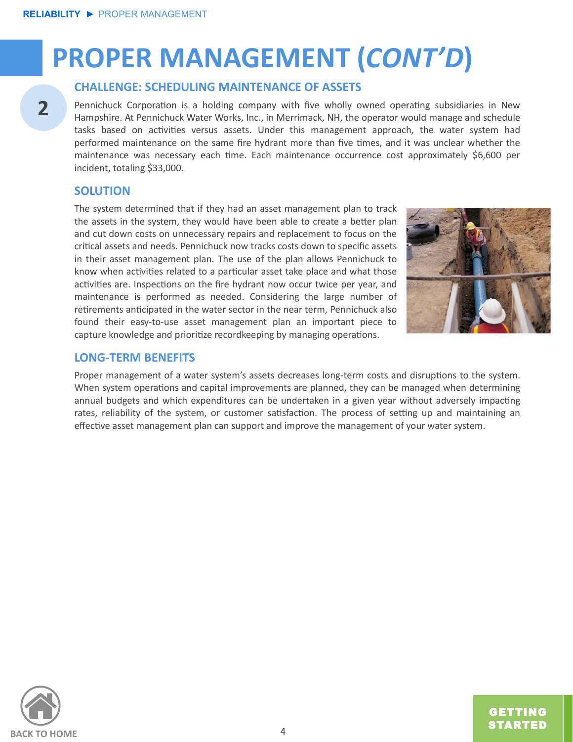# PROPER MANAGEMENT (*CONT'D*)

2

## CHALLENGE: SCHEDULING MAINTENANCE OF ASSETS

Pennichuck Corporation is a holding company with five wholly owned operating subsidiaries in New Hampshire. At Pennichuck Water Works, Inc., in Merrimack, NH, the operator would manage and schedule tasks based on activities versus assets. Under this management approach, the water system had performed maintenance on the same fire hydrant more than five times, and it was unclear whether the maintenance was necessary each time. Each maintenance occurrence cost approximately $6,600 per incident, totaling $33,000.

## SOLUTION

The system determined that if they had an asset management plan to track the assets in the system, they would have been able to create a better plan and cut down costs on unnecessary repairs and replacement to focus on the critical assets and needs. Pennichuck now tracks costs down to specific assets in their asset management plan. The use of the plan allows Pennichuck to know when activities related to a particular asset take place and what those activities are. Inspections on the fire hydrant now occur twice per year, and maintenance is performed as needed. Considering the large number of retirements anticipated in the water sector in the near term, Pennichuck also found their easy-to-use asset management plan an important piece to capture knowledge and prioritize recordkeeping by managing operations.

## LONG-TERM BENEFITS

Proper management of a water system's assets decreases long-term costs and disruptions to the system. When system operations and capital improvements are planned, they can be managed when determining annual budgets and which expenditures can be undertaken in a given year without adversely impacting rates, reliability of the system, or customer satisfaction. The process of setting up and maintaining an effective asset management plan can support and improve the management of your water system.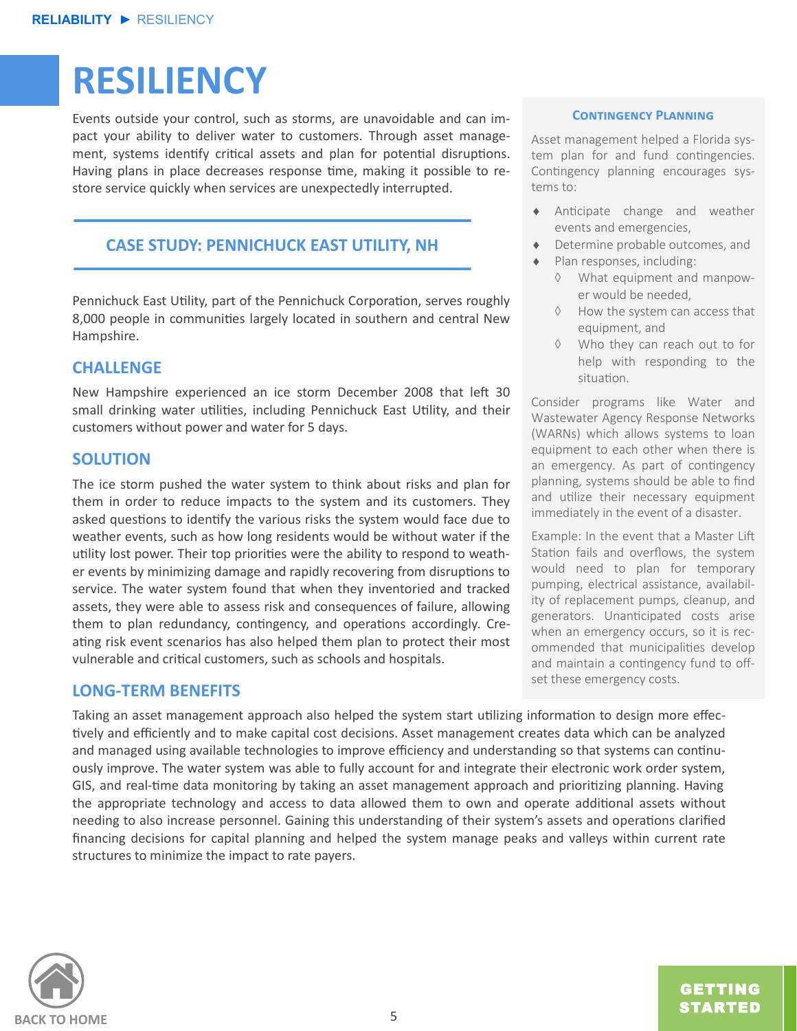# RESILIENCY

Events outside your control, such as storms, are unavoidable and can impact your ability to deliver water to customers. Through asset management, systems identify critical assets and plan for potential disruptions. Having plans in place decreases response time, making it possible to restore service quickly when services are unexpectedly interrupted.

## CASE STUDY: PENNICHUCK EAST UTILITY, NH

Pennichuck East Utility, part of the Pennichuck Corporation, serves roughly 8,000 people in communities largely located in southern and central New Hampshire.

### CHALLENGE

New Hampshire experienced an ice storm December 2008 that left 30 small drinking water utilities, including Pennichuck East Utility, and their customers without power and water for 5 days.

### SOLUTION

The ice storm pushed the water system to think about risks and plan for them in order to reduce impacts to the system and its customers. They asked questions to identify the various risks the system would face due to weather events, such as how long residents would be without water if the utility lost power. Their top priorities were the ability to respond to weather events by minimizing damage and rapidly recovering from disruptions to service. The water system found that when they inventoried and tracked assets, they were able to assess risk and consequences of failure, allowing them to plan redundancy, contingency, and operations accordingly. Creating risk event scenarios has also helped them plan to protect their most vulnerable and critical customers, such as schools and hospitals.

### LONG-TERM BENEFITS

Taking an asset management approach also helped the system start utilizing information to design more effectively and efficiently and to make capital cost decisions. Asset management creates data which can be analyzed and managed using available technologies to improve efficiency and understanding so that systems can continuously improve. The water system was able to fully account for and integrate their electronic work order system, GIS, and real-time data monitoring by taking an asset management approach and prioritizing planning. Having the appropriate technology and access to data allowed them to own and operate additional assets without needing to also increase personnel. Gaining this understanding of their system's assets and operations clarified financing decisions for capital planning and helped the system manage peaks and valleys within current rate structures to minimize the impact to rate payers.

### Contingency Planning

Asset management helped a Florida system plan for and fund contingencies. Contingency planning encourages systems to:

- Anticipate change and weather events and emergencies,
- Determine probable outcomes, and
- Plan responses, including:
  - What equipment and manpower would be needed,
  - How the system can access that equipment, and
  - Who they can reach out to for help with responding to the situation.

Consider programs like Water and Wastewater Agency Response Networks (WARNs) which allows systems to loan equipment to each other when there is an emergency. As part of contingency planning, systems should be able to find and utilize their necessary equipment immediately in the event of a disaster.

Example: In the event that a Master Lift Station fails and overflows, the system would need to plan for temporary pumping, electrical assistance, availability of replacement pumps, cleanup, and generators. Unanticipated costs arise when an emergency occurs, so it is recommended that municipalities develop and maintain a contingency fund to offset these emergency costs.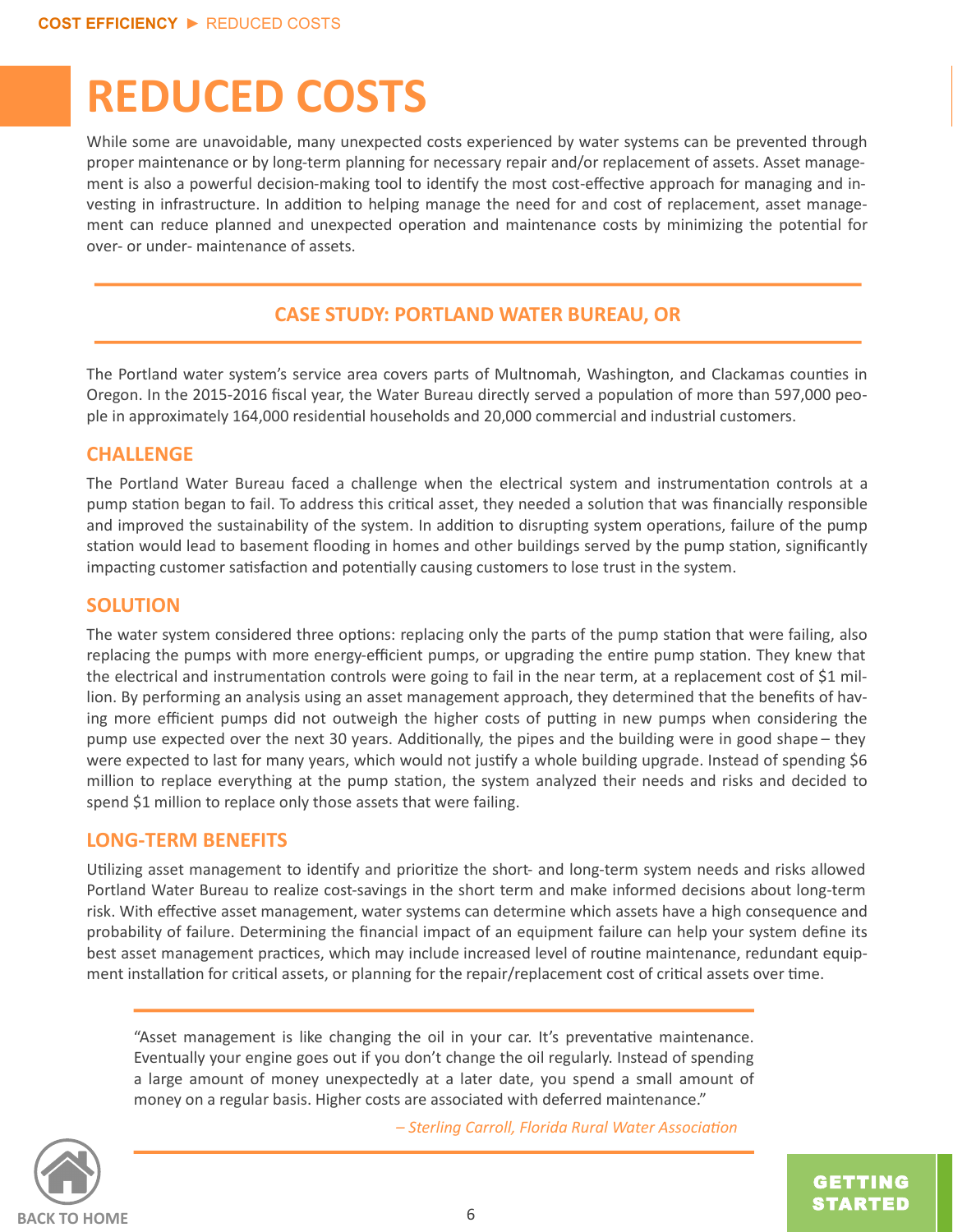# REDUCED COSTS

While some are unavoidable, many unexpected costs experienced by water systems can be prevented through proper maintenance or by long-term planning for necessary repair and/or replacement of assets. Asset management is also a powerful decision-making tool to identify the most cost-effective approach for managing and investing in infrastructure. In addition to helping manage the need for and cost of replacement, asset management can reduce planned and unexpected operation and maintenance costs by minimizing the potential for over- or under- maintenance of assets.

## CASE STUDY: PORTLAND WATER BUREAU, OR

The Portland water system's service area covers parts of Multnomah, Washington, and Clackamas counties in Oregon. In the 2015-2016 fiscal year, the Water Bureau directly served a population of more than 597,000 people in approximately 164,000 residential households and 20,000 commercial and industrial customers.

### CHALLENGE

The Portland Water Bureau faced a challenge when the electrical system and instrumentation controls at a pump station began to fail. To address this critical asset, they needed a solution that was financially responsible and improved the sustainability of the system. In addition to disrupting system operations, failure of the pump station would lead to basement flooding in homes and other buildings served by the pump station, significantly impacting customer satisfaction and potentially causing customers to lose trust in the system.

### SOLUTION

The water system considered three options: replacing only the parts of the pump station that were failing, also replacing the pumps with more energy-efficient pumps, or upgrading the entire pump station. They knew that the electrical and instrumentation controls were going to fail in the near term, at a replacement cost of $1 million. By performing an analysis using an asset management approach, they determined that the benefits of having more efficient pumps did not outweigh the higher costs of putting in new pumps when considering the pump use expected over the next 30 years. Additionally, the pipes and the building were in good shape – they were expected to last for many years, which would not justify a whole building upgrade. Instead of spending $6 million to replace everything at the pump station, the system analyzed their needs and risks and decided to spend $1 million to replace only those assets that were failing.

### LONG-TERM BENEFITS

Utilizing asset management to identify and prioritize the short- and long-term system needs and risks allowed Portland Water Bureau to realize cost-savings in the short term and make informed decisions about long-term risk. With effective asset management, water systems can determine which assets have a high consequence and probability of failure. Determining the financial impact of an equipment failure can help your system define its best asset management practices, which may include increased level of routine maintenance, redundant equipment installation for critical assets, or planning for the repair/replacement cost of critical assets over time.

> "Asset management is like changing the oil in your car. It's preventative maintenance. Eventually your engine goes out if you don't change the oil regularly. Instead of spending a large amount of money unexpectedly at a later date, you spend a small amount of money on a regular basis. Higher costs are associated with deferred maintenance."
>
> *– Sterling Carroll, Florida Rural Water Association*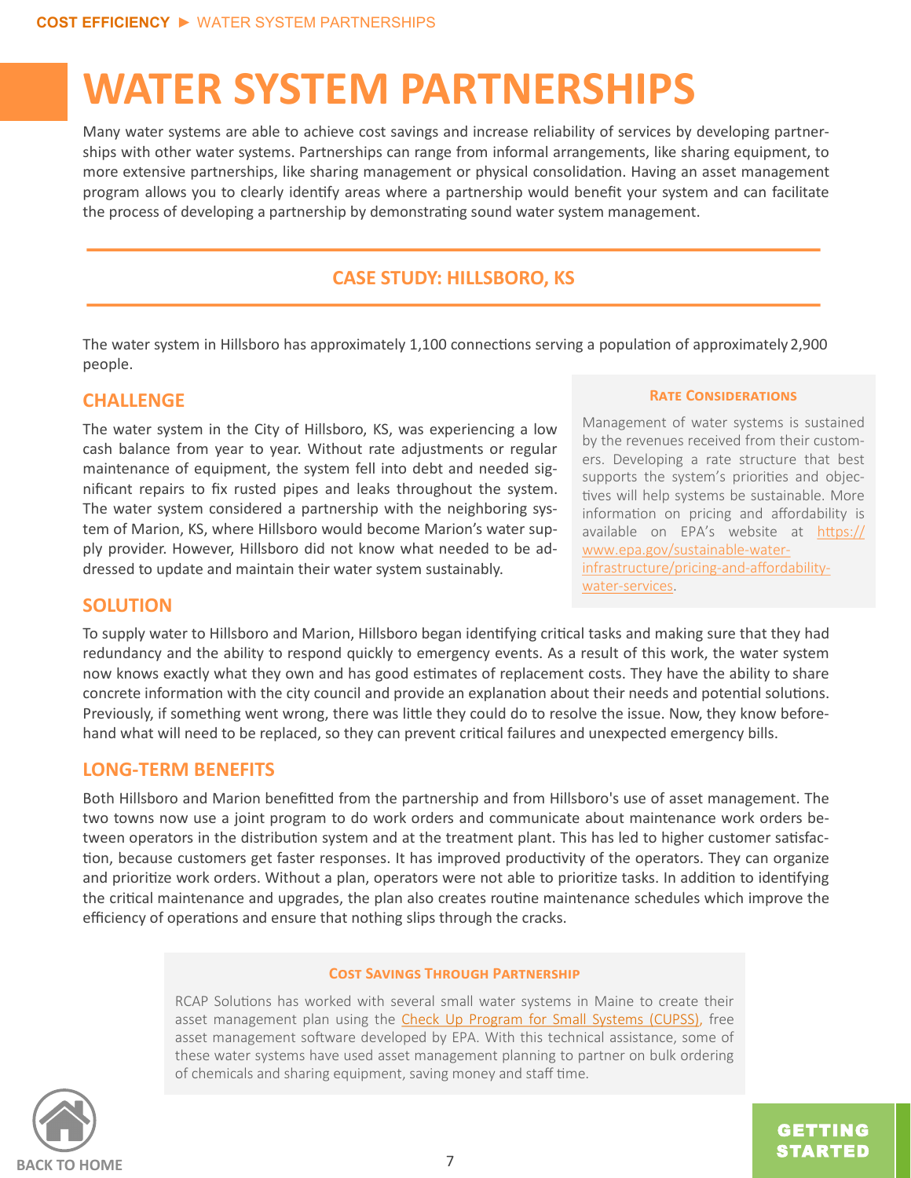# WATER SYSTEM PARTNERSHIPS

Many water systems are able to achieve cost savings and increase reliability of services by developing partnerships with other water systems. Partnerships can range from informal arrangements, like sharing equipment, to more extensive partnerships, like sharing management or physical consolidation. Having an asset management program allows you to clearly identify areas where a partnership would benefit your system and can facilitate the process of developing a partnership by demonstrating sound water system management.

## CASE STUDY: HILLSBORO, KS

The water system in Hillsboro has approximately 1,100 connections serving a population of approximately 2,900 people.

### CHALLENGE

The water system in the City of Hillsboro, KS, was experiencing a low cash balance from year to year. Without rate adjustments or regular maintenance of equipment, the system fell into debt and needed significant repairs to fix rusted pipes and leaks throughout the system. The water system considered a partnership with the neighboring system of Marion, KS, where Hillsboro would become Marion's water supply provider. However, Hillsboro did not know what needed to be addressed to update and maintain their water system sustainably.

> **Rate Considerations**
>
> Management of water systems is sustained by the revenues received from their customers. Developing a rate structure that best supports the system's priorities and objectives will help systems be sustainable. More information on pricing and affordability is available on EPA's website at [https://www.epa.gov/sustainable-water-infrastructure/pricing-and-affordability-water-services](https://www.epa.gov/sustainable-water-infrastructure/pricing-and-affordability-water-services).

### SOLUTION

To supply water to Hillsboro and Marion, Hillsboro began identifying critical tasks and making sure that they had redundancy and the ability to respond quickly to emergency events. As a result of this work, the water system now knows exactly what they own and has good estimates of replacement costs. They have the ability to share concrete information with the city council and provide an explanation about their needs and potential solutions. Previously, if something went wrong, there was little they could do to resolve the issue. Now, they know beforehand what will need to be replaced, so they can prevent critical failures and unexpected emergency bills.

### LONG-TERM BENEFITS

Both Hillsboro and Marion benefitted from the partnership and from Hillsboro's use of asset management. The two towns now use a joint program to do work orders and communicate about maintenance work orders between operators in the distribution system and at the treatment plant. This has led to higher customer satisfaction, because customers get faster responses. It has improved productivity of the operators. They can organize and prioritize work orders. Without a plan, operators were not able to prioritize tasks. In addition to identifying the critical maintenance and upgrades, the plan also creates routine maintenance schedules which improve the efficiency of operations and ensure that nothing slips through the cracks.

> **Cost Savings Through Partnership**
>
> RCAP Solutions has worked with several small water systems in Maine to create their asset management plan using the Check Up Program for Small Systems (CUPSS), free asset management software developed by EPA. With this technical assistance, some of these water systems have used asset management planning to partner on bulk ordering of chemicals and sharing equipment, saving money and staff time.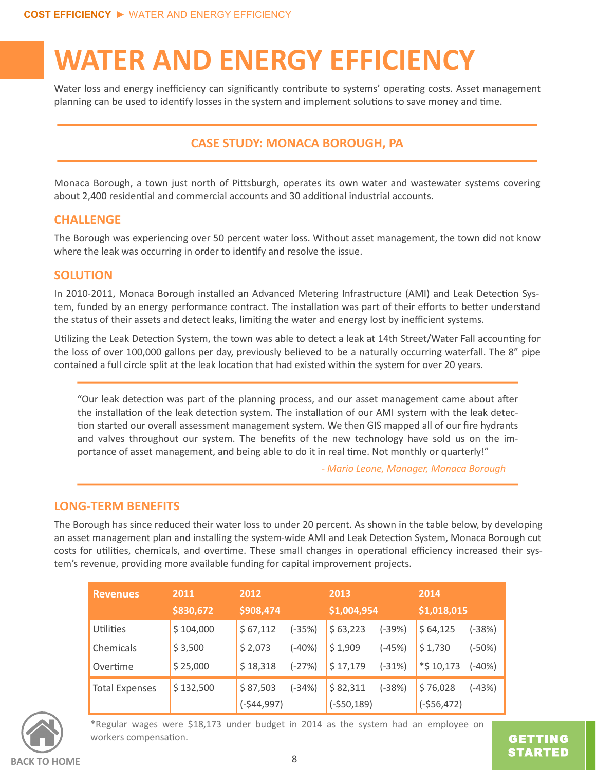# WATER AND ENERGY EFFICIENCY

Water loss and energy inefficiency can significantly contribute to systems' operating costs. Asset management planning can be used to identify losses in the system and implement solutions to save money and time.

## CASE STUDY: MONACA BOROUGH, PA

Monaca Borough, a town just north of Pittsburgh, operates its own water and wastewater systems covering about 2,400 residential and commercial accounts and 30 additional industrial accounts.

### CHALLENGE

The Borough was experiencing over 50 percent water loss. Without asset management, the town did not know where the leak was occurring in order to identify and resolve the issue.

### SOLUTION

In 2010-2011, Monaca Borough installed an Advanced Metering Infrastructure (AMI) and Leak Detection System, funded by an energy performance contract. The installation was part of their efforts to better understand the status of their assets and detect leaks, limiting the water and energy lost by inefficient systems.

Utilizing the Leak Detection System, the town was able to detect a leak at 14th Street/Water Fall accounting for the loss of over 100,000 gallons per day, previously believed to be a naturally occurring waterfall. The 8" pipe contained a full circle split at the leak location that had existed within the system for over 20 years.

> "Our leak detection was part of the planning process, and our asset management came about after the installation of the leak detection system. The installation of our AMI system with the leak detection started our overall assessment management system. We then GIS mapped all of our fire hydrants and valves throughout our system. The benefits of the new technology have sold us on the importance of asset management, and being able to do it in real time. Not monthly or quarterly!"
>
> *- Mario Leone, Manager, Monaca Borough*

### LONG-TERM BENEFITS

The Borough has since reduced their water loss to under 20 percent. As shown in the table below, by developing an asset management plan and installing the system-wide AMI and Leak Detection System, Monaca Borough cut costs for utilities, chemicals, and overtime. These small changes in operational efficiency increased their system's revenue, providing more available funding for capital improvement projects.

| Revenues | 2011 $830,672 | 2012 $908,474 | | 2013 $1,004,954 | | 2014 $1,018,015 | |
|---|---|---|---|---|---|---|---|
| Utilities | $ 104,000 | $ 67,112 | (-35%) | $ 63,223 | (-39%) | $ 64,125 | (-38%) |
| Chemicals | $ 3,500 | $ 2,073 | (-40%) | $ 1,909 | (-45%) | $ 1,730 | (-50%) |
| Overtime | $ 25,000 | $ 18,318 | (-27%) | $ 17,179 | (-31%) | *$ 10,173 | (-40%) |
| Total Expenses | $ 132,500 | $ 87,503 (-$44,997) | (-34%) | $ 82,311 (-$50,189) | (-38%) | $ 76,028 (-$56,472) | (-43%) |

*Regular wages were $18,173 under budget in 2014 as the system had an employee on workers compensation.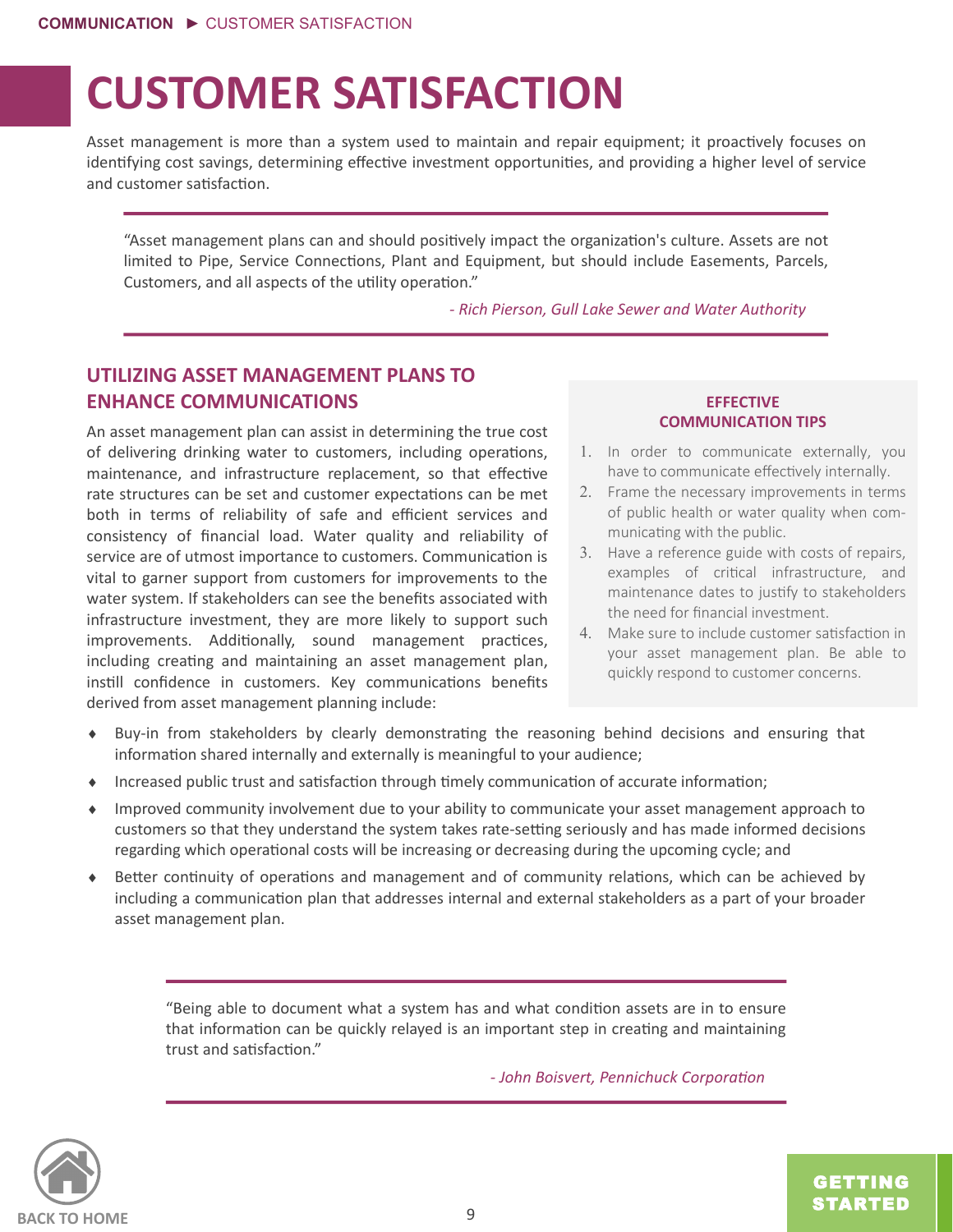# CUSTOMER SATISFACTION

Asset management is more than a system used to maintain and repair equipment; it proactively focuses on identifying cost savings, determining effective investment opportunities, and providing a higher level of service and customer satisfaction.

> "Asset management plans can and should positively impact the organization's culture. Assets are not limited to Pipe, Service Connections, Plant and Equipment, but should include Easements, Parcels, Customers, and all aspects of the utility operation."
>
> *- Rich Pierson, Gull Lake Sewer and Water Authority*

## UTILIZING ASSET MANAGEMENT PLANS TO ENHANCE COMMUNICATIONS

An asset management plan can assist in determining the true cost of delivering drinking water to customers, including operations, maintenance, and infrastructure replacement, so that effective rate structures can be set and customer expectations can be met both in terms of reliability of safe and efficient services and consistency of financial load. Water quality and reliability of service are of utmost importance to customers. Communication is vital to garner support from customers for improvements to the water system. If stakeholders can see the benefits associated with infrastructure investment, they are more likely to support such improvements. Additionally, sound management practices, including creating and maintaining an asset management plan, instill confidence in customers. Key communications benefits derived from asset management planning include:

- Buy-in from stakeholders by clearly demonstrating the reasoning behind decisions and ensuring that information shared internally and externally is meaningful to your audience;
- Increased public trust and satisfaction through timely communication of accurate information;
- Improved community involvement due to your ability to communicate your asset management approach to customers so that they understand the system takes rate-setting seriously and has made informed decisions regarding which operational costs will be increasing or decreasing during the upcoming cycle; and
- Better continuity of operations and management and of community relations, which can be achieved by including a communication plan that addresses internal and external stakeholders as a part of your broader asset management plan.

### EFFECTIVE COMMUNICATION TIPS

1. In order to communicate externally, you have to communicate effectively internally.
2. Frame the necessary improvements in terms of public health or water quality when communicating with the public.
3. Have a reference guide with costs of repairs, examples of critical infrastructure, and maintenance dates to justify to stakeholders the need for financial investment.
4. Make sure to include customer satisfaction in your asset management plan. Be able to quickly respond to customer concerns.

> "Being able to document what a system has and what condition assets are in to ensure that information can be quickly relayed is an important step in creating and maintaining trust and satisfaction."
>
> *- John Boisvert, Pennichuck Corporation*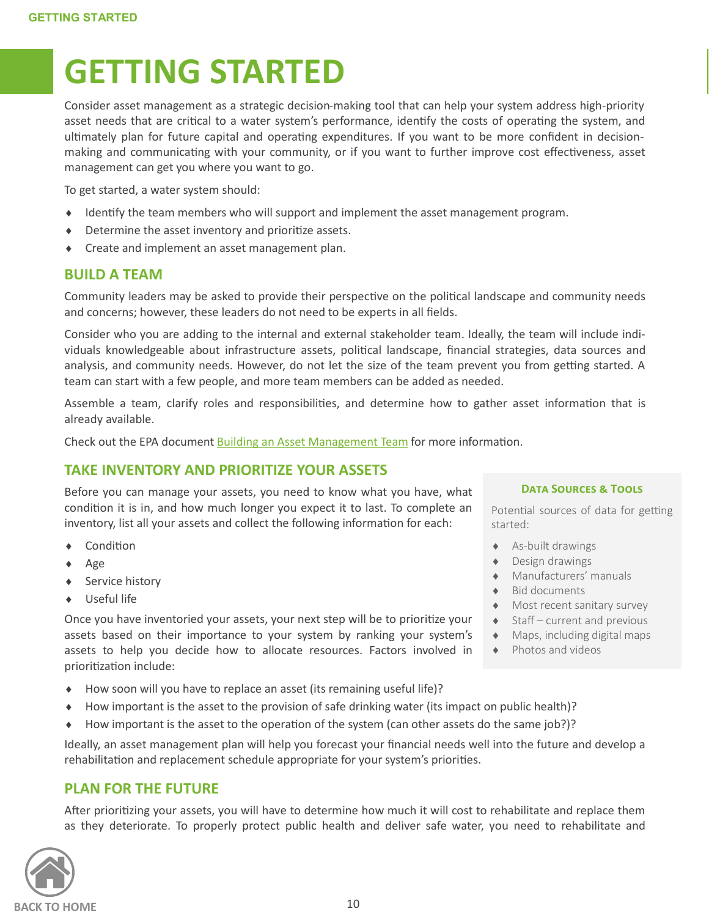# GETTING STARTED

Consider asset management as a strategic decision-making tool that can help your system address high-priority asset needs that are critical to a water system's performance, identify the costs of operating the system, and ultimately plan for future capital and operating expenditures. If you want to be more confident in decision-making and communicating with your community, or if you want to further improve cost effectiveness, asset management can get you where you want to go.

To get started, a water system should:

- Identify the team members who will support and implement the asset management program.
- Determine the asset inventory and prioritize assets.
- Create and implement an asset management plan.

## BUILD A TEAM

Community leaders may be asked to provide their perspective on the political landscape and community needs and concerns; however, these leaders do not need to be experts in all fields.

Consider who you are adding to the internal and external stakeholder team. Ideally, the team will include individuals knowledgeable about infrastructure assets, political landscape, financial strategies, data sources and analysis, and community needs. However, do not let the size of the team prevent you from getting started. A team can start with a few people, and more team members can be added as needed.

Assemble a team, clarify roles and responsibilities, and determine how to gather asset information that is already available.

Check out the EPA document Building an Asset Management Team for more information.

## TAKE INVENTORY AND PRIORITIZE YOUR ASSETS

Before you can manage your assets, you need to know what you have, what condition it is in, and how much longer you expect it to last. To complete an inventory, list all your assets and collect the following information for each:

- Condition
- Age
- Service history
- Useful life

Once you have inventoried your assets, your next step will be to prioritize your assets based on their importance to your system by ranking your system's assets to help you decide how to allocate resources. Factors involved in prioritization include:

- How soon will you have to replace an asset (its remaining useful life)?
- How important is the asset to the provision of safe drinking water (its impact on public health)?
- How important is the asset to the operation of the system (can other assets do the same job?)?

Ideally, an asset management plan will help you forecast your financial needs well into the future and develop a rehabilitation and replacement schedule appropriate for your system's priorities.

### DATA SOURCES & TOOLS

Potential sources of data for getting started:

- As-built drawings
- Design drawings
- Manufacturers' manuals
- Bid documents
- Most recent sanitary survey
- Staff – current and previous
- Maps, including digital maps
- Photos and videos

## PLAN FOR THE FUTURE

After prioritizing your assets, you will have to determine how much it will cost to rehabilitate and replace them as they deteriorate. To properly protect public health and deliver safe water, you need to rehabilitate and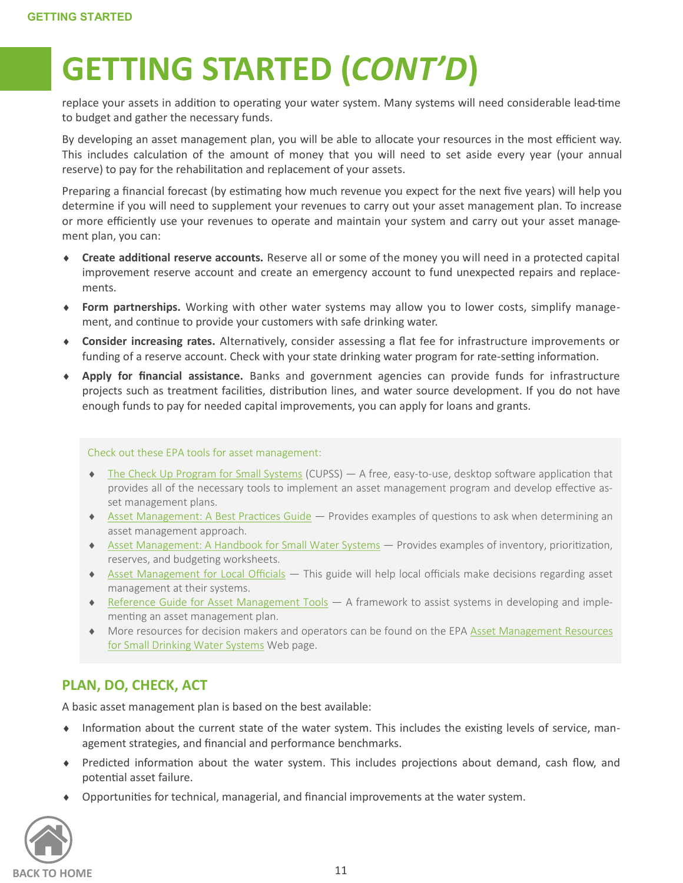# GETTING STARTED (*CONT'D*)

replace your assets in addition to operating your water system. Many systems will need considerable lead-time to budget and gather the necessary funds.

By developing an asset management plan, you will be able to allocate your resources in the most efficient way. This includes calculation of the amount of money that you will need to set aside every year (your annual reserve) to pay for the rehabilitation and replacement of your assets.

Preparing a financial forecast (by estimating how much revenue you expect for the next five years) will help you determine if you will need to supplement your revenues to carry out your asset management plan. To increase or more efficiently use your revenues to operate and maintain your system and carry out your asset management plan, you can:

- **Create additional reserve accounts.** Reserve all or some of the money you will need in a protected capital improvement reserve account and create an emergency account to fund unexpected repairs and replacements.
- **Form partnerships.** Working with other water systems may allow you to lower costs, simplify management, and continue to provide your customers with safe drinking water.
- **Consider increasing rates.** Alternatively, consider assessing a flat fee for infrastructure improvements or funding of a reserve account. Check with your state drinking water program for rate-setting information.
- **Apply for financial assistance.** Banks and government agencies can provide funds for infrastructure projects such as treatment facilities, distribution lines, and water source development. If you do not have enough funds to pay for needed capital improvements, you can apply for loans and grants.

Check out these EPA tools for asset management:

- The Check Up Program for Small Systems (CUPSS) — A free, easy-to-use, desktop software application that provides all of the necessary tools to implement an asset management program and develop effective asset management plans.
- Asset Management: A Best Practices Guide — Provides examples of questions to ask when determining an asset management approach.
- Asset Management: A Handbook for Small Water Systems — Provides examples of inventory, prioritization, reserves, and budgeting worksheets.
- Asset Management for Local Officials — This guide will help local officials make decisions regarding asset management at their systems.
- Reference Guide for Asset Management Tools — A framework to assist systems in developing and implementing an asset management plan.
- More resources for decision makers and operators can be found on the EPA Asset Management Resources for Small Drinking Water Systems Web page.

## PLAN, DO, CHECK, ACT

A basic asset management plan is based on the best available:

- Information about the current state of the water system. This includes the existing levels of service, management strategies, and financial and performance benchmarks.
- Predicted information about the water system. This includes projections about demand, cash flow, and potential asset failure.
- Opportunities for technical, managerial, and financial improvements at the water system.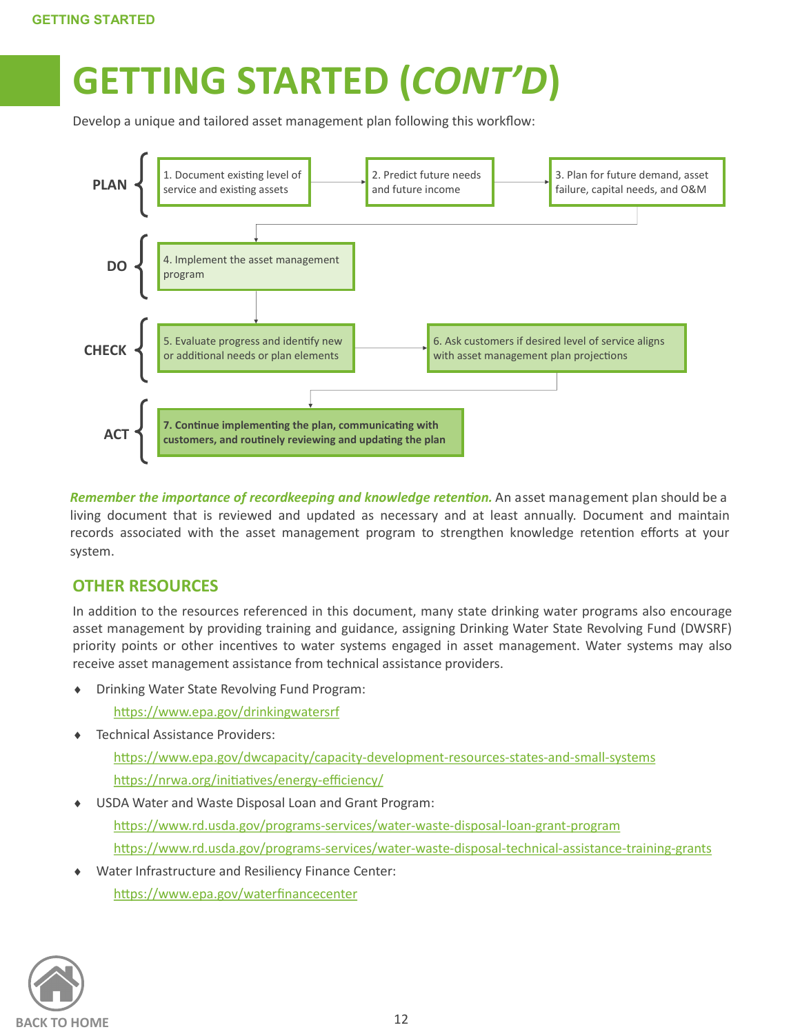# GETTING STARTED (*CONT'D*)

Develop a unique and tailored asset management plan following this workflow:

PLAN

1. Document existing level of service and existing assets
2. Predict future needs and future income
3. Plan for future demand, asset failure, capital needs, and O&M

DO

4. Implement the asset management program

CHECK

5. Evaluate progress and identify new or additional needs or plan elements
6. Ask customers if desired level of service aligns with asset management plan projections

ACT

7. **Continue implementing the plan, communicating with customers, and routinely reviewing and updating the plan**

***Remember the importance of recordkeeping and knowledge retention.*** An asset management plan should be a living document that is reviewed and updated as necessary and at least annually. Document and maintain records associated with the asset management program to strengthen knowledge retention efforts at your system.

## OTHER RESOURCES

In addition to the resources referenced in this document, many state drinking water programs also encourage asset management by providing training and guidance, assigning Drinking Water State Revolving Fund (DWSRF) priority points or other incentives to water systems engaged in asset management. Water systems may also receive asset management assistance from technical assistance providers.

- Drinking Water State Revolving Fund Program:
  https://www.epa.gov/drinkingwatersrf
- Technical Assistance Providers:
  https://www.epa.gov/dwcapacity/capacity-development-resources-states-and-small-systems
  https://nrwa.org/initiatives/energy-efficiency/
- USDA Water and Waste Disposal Loan and Grant Program:
  https://www.rd.usda.gov/programs-services/water-waste-disposal-loan-grant-program
  https://www.rd.usda.gov/programs-services/water-waste-disposal-technical-assistance-training-grants
- Water Infrastructure and Resiliency Finance Center:
  https://www.epa.gov/waterfinancecenter

BACK TO HOME